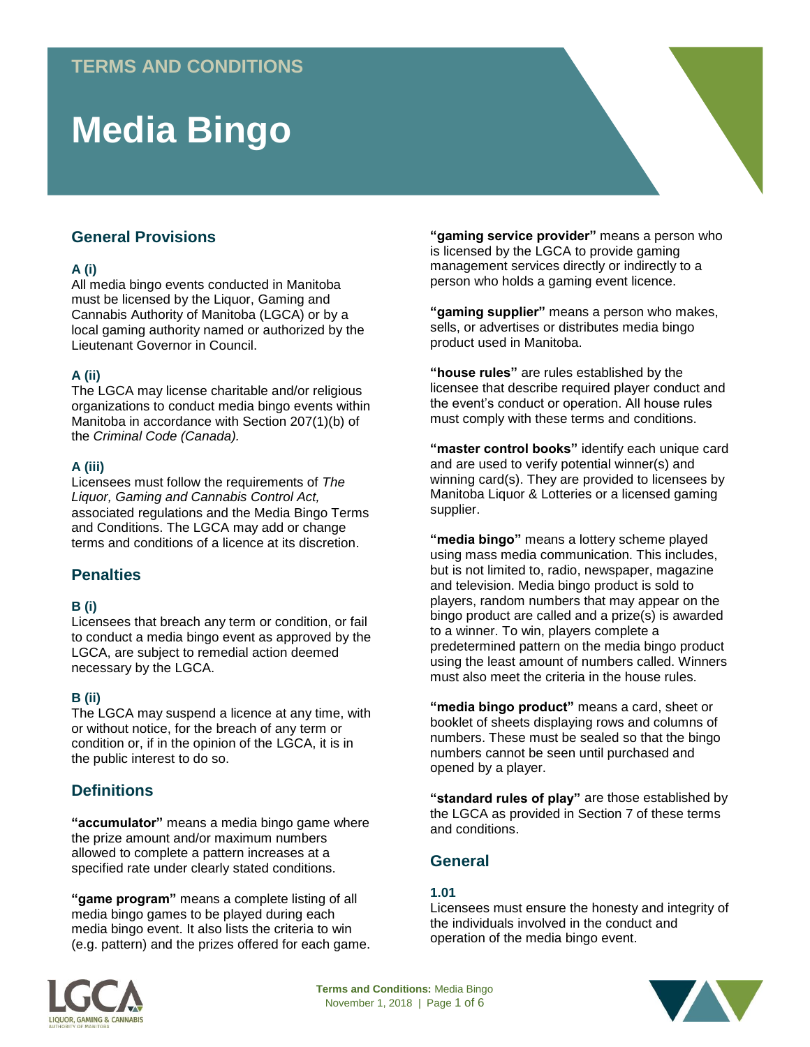TERMS AND CONDITIONS

# Media Bingo

## General Provisions

### A (i)

All media bingo events conducted in Manitoba must be licensed by the Liquor, Gaming and Cannabis Authority of Manitoba (LGCA) or by a local gaming authority named or authorized by the Lieutenant Governor in Council.

### A (ii)

The LGCA may license charitable and/or religious organizations to conduct media bingo events within Manitoba in accordance with Section 207(1)(b) of the *Criminal Code (Canada).*

### A (iii)

Licensees must follow the requirements of *The Liquor, Gaming and Cannabis Control Act,* associated regulations and the Media Bingo Terms and Conditions. The LGCA may add or change terms and conditions of a licence at its discretion.

## Penalties

### B (i)

Licensees that breach any term or condition, or fail to conduct a media bingo event as approved by the LGCA, are subject to remedial action deemed necessary by the LGCA.

### B (ii)

The LGCA may suspend a licence at any time, with or without notice, for the breach of any term or condition or, if in the opinion of the LGCA, it is in the public interest to do so.

## Definitions

**"accumulator"** means a media bingo game where the prize amount and/or maximum numbers allowed to complete a pattern increases at a specified rate under clearly stated conditions.

**"game program"** means a complete listing of all media bingo games to be played during each media bingo event. It also lists the criteria to win (e.g. pattern) and the prizes offered for each game.

**"gaming service provider"** means a person who is licensed by the LGCA to provide gaming management services directly or indirectly to a person who holds a gaming event licence.

**"gaming supplier"** means a person who makes, sells, or advertises or distributes media bingo product used in Manitoba.

**"house rules"** are rules established by the licensee that describe required player conduct and the event's conduct or operation. All house rules must comply with these terms and conditions.

**"master control books"** identify each unique card and are used to verify potential winner(s) and winning card(s). They are provided to licensees by Manitoba Liquor & Lotteries or a licensed gaming supplier.

**"media bingo"** means a lottery scheme played using mass media communication. This includes, but is not limited to, radio, newspaper, magazine and television. Media bingo product is sold to players, random numbers that may appear on the bingo product are called and a prize(s) is awarded to a winner. To win, players complete a predetermined pattern on the media bingo product using the least amount of numbers called. Winners must also meet the criteria in the house rules.

**"media bingo product"** means a card, sheet or booklet of sheets displaying rows and columns of numbers. These must be sealed so that the bingo numbers cannot be seen until purchased and opened by a player.

**"standard rules of play"** are those established by the LGCA as provided in Section 7 of these terms and conditions.

## General

### 1.01

Licensees must ensure the honesty and integrity of the individuals involved in the conduct and operation of the media bingo event.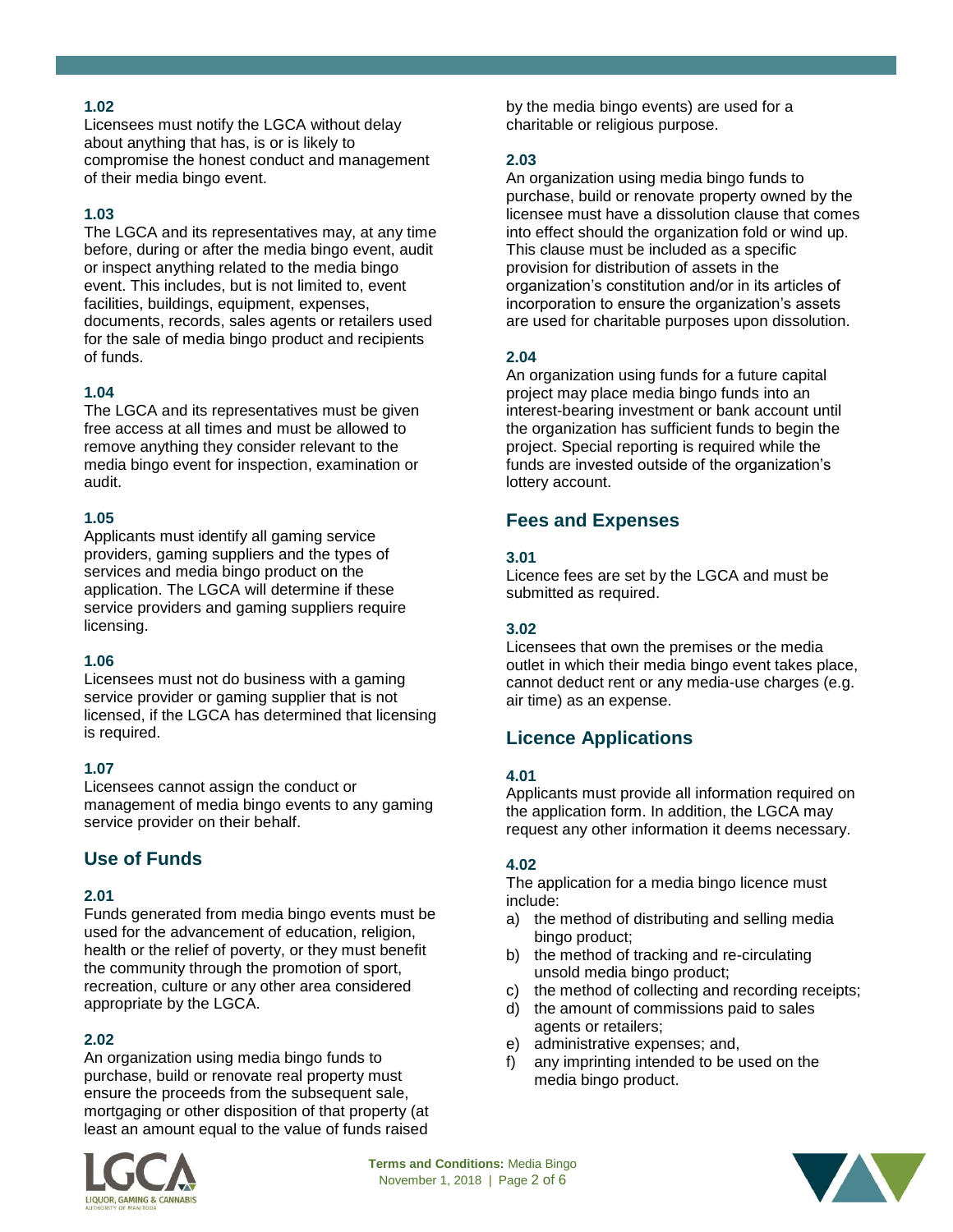### 1.02

Licensees must notify the LGCA without delay about anything that has, is or is likely to compromise the honest conduct and management of their media bingo event.

### 1.03

The LGCA and its representatives may, at any time before, during or after the media bingo event, audit or inspect anything related to the media bingo event. This includes, but is not limited to, event facilities, buildings, equipment, expenses, documents, records, sales agents or retailers used for the sale of media bingo product and recipients of funds.

### 1.04

The LGCA and its representatives must be given free access at all times and must be allowed to remove anything they consider relevant to the media bingo event for inspection, examination or audit.

### 1.05

Applicants must identify all gaming service providers, gaming suppliers and the types of services and media bingo product on the application. The LGCA will determine if these service providers and gaming suppliers require licensing.

### 1.06

Licensees must not do business with a gaming service provider or gaming supplier that is not licensed, if the LGCA has determined that licensing is required.

### 1.07

Licensees cannot assign the conduct or management of media bingo events to any gaming service provider on their behalf.

## Use of Funds

### 2.01

Funds generated from media bingo events must be used for the advancement of education, religion, health or the relief of poverty, or they must benefit the community through the promotion of sport, recreation, culture or any other area considered appropriate by the LGCA.

### 2.02

An organization using media bingo funds to purchase, build or renovate real property must ensure the proceeds from the subsequent sale, mortgaging or other disposition of that property (at least an amount equal to the value of funds raised by the media bingo events) are used for a charitable or religious purpose.

### 2.03

An organization using media bingo funds to purchase, build or renovate property owned by the licensee must have a dissolution clause that comes into effect should the organization fold or wind up. This clause must be included as a specific provision for distribution of assets in the organization's constitution and/or in its articles of incorporation to ensure the organization's assets are used for charitable purposes upon dissolution.

### 2.04

An organization using funds for a future capital project may place media bingo funds into an interest-bearing investment or bank account until the organization has sufficient funds to begin the project. Special reporting is required while the funds are invested outside of the organization's lottery account.

## Fees and Expenses

### 3.01

Licence fees are set by the LGCA and must be submitted as required.

### 3.02

Licensees that own the premises or the media outlet in which their media bingo event takes place, cannot deduct rent or any media-use charges (e.g. air time) as an expense.

## Licence Applications

### 4.01

Applicants must provide all information required on the application form. In addition, the LGCA may request any other information it deems necessary.

### 4.02

The application for a media bingo licence must include:

a) the method of distributing and selling media bingo product;
b) the method of tracking and re-circulating unsold media bingo product;
c) the method of collecting and recording receipts;
d) the amount of commissions paid to sales agents or retailers;
e) administrative expenses; and,
f) any imprinting intended to be used on the media bingo product.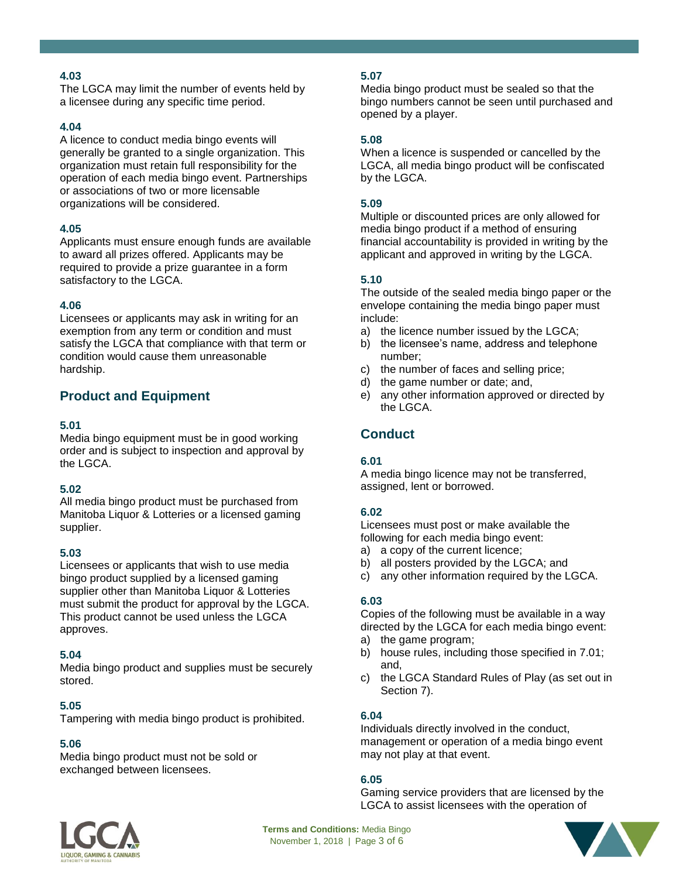**4.03**
The LGCA may limit the number of events held by a licensee during any specific time period.

**4.04**
A licence to conduct media bingo events will generally be granted to a single organization. This organization must retain full responsibility for the operation of each media bingo event. Partnerships or associations of two or more licensable organizations will be considered.

**4.05**
Applicants must ensure enough funds are available to award all prizes offered. Applicants may be required to provide a prize guarantee in a form satisfactory to the LGCA.

**4.06**
Licensees or applicants may ask in writing for an exemption from any term or condition and must satisfy the LGCA that compliance with that term or condition would cause them unreasonable hardship.

## Product and Equipment

**5.01**
Media bingo equipment must be in good working order and is subject to inspection and approval by the LGCA.

**5.02**
All media bingo product must be purchased from Manitoba Liquor & Lotteries or a licensed gaming supplier.

**5.03**
Licensees or applicants that wish to use media bingo product supplied by a licensed gaming supplier other than Manitoba Liquor & Lotteries must submit the product for approval by the LGCA. This product cannot be used unless the LGCA approves.

**5.04**
Media bingo product and supplies must be securely stored.

**5.05**
Tampering with media bingo product is prohibited.

**5.06**
Media bingo product must not be sold or exchanged between licensees.

**5.07**
Media bingo product must be sealed so that the bingo numbers cannot be seen until purchased and opened by a player.

**5.08**
When a licence is suspended or cancelled by the LGCA, all media bingo product will be confiscated by the LGCA.

**5.09**
Multiple or discounted prices are only allowed for media bingo product if a method of ensuring financial accountability is provided in writing by the applicant and approved in writing by the LGCA.

**5.10**
The outside of the sealed media bingo paper or the envelope containing the media bingo paper must include:

a) the licence number issued by the LGCA;
b) the licensee's name, address and telephone number;
c) the number of faces and selling price;
d) the game number or date; and,
e) any other information approved or directed by the LGCA.

## Conduct

**6.01**
A media bingo licence may not be transferred, assigned, lent or borrowed.

**6.02**
Licensees must post or make available the following for each media bingo event:

a) a copy of the current licence;
b) all posters provided by the LGCA; and
c) any other information required by the LGCA.

**6.03**
Copies of the following must be available in a way directed by the LGCA for each media bingo event:

a) the game program;
b) house rules, including those specified in 7.01; and,
c) the LGCA Standard Rules of Play (as set out in Section 7).

**6.04**
Individuals directly involved in the conduct, management or operation of a media bingo event may not play at that event.

**6.05**
Gaming service providers that are licensed by the LGCA to assist licensees with the operation of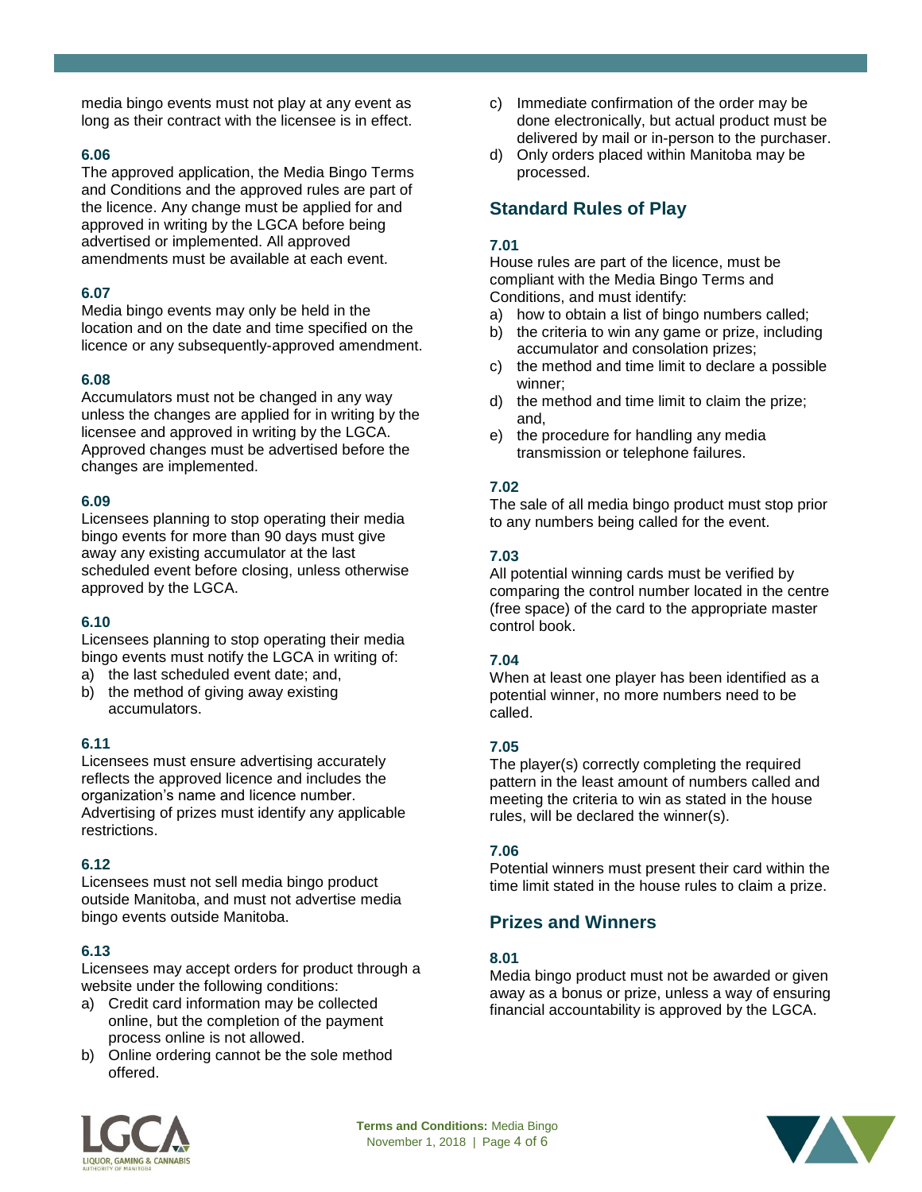media bingo events must not play at any event as long as their contract with the licensee is in effect.

### 6.06

The approved application, the Media Bingo Terms and Conditions and the approved rules are part of the licence. Any change must be applied for and approved in writing by the LGCA before being advertised or implemented. All approved amendments must be available at each event.

### 6.07

Media bingo events may only be held in the location and on the date and time specified on the licence or any subsequently-approved amendment.

### 6.08

Accumulators must not be changed in any way unless the changes are applied for in writing by the licensee and approved in writing by the LGCA. Approved changes must be advertised before the changes are implemented.

### 6.09

Licensees planning to stop operating their media bingo events for more than 90 days must give away any existing accumulator at the last scheduled event before closing, unless otherwise approved by the LGCA.

### 6.10

Licensees planning to stop operating their media bingo events must notify the LGCA in writing of:

a) the last scheduled event date; and,
b) the method of giving away existing accumulators.

### 6.11

Licensees must ensure advertising accurately reflects the approved licence and includes the organization's name and licence number. Advertising of prizes must identify any applicable restrictions.

### 6.12

Licensees must not sell media bingo product outside Manitoba, and must not advertise media bingo events outside Manitoba.

### 6.13

Licensees may accept orders for product through a website under the following conditions:

a) Credit card information may be collected online, but the completion of the payment process online is not allowed.
b) Online ordering cannot be the sole method offered.
c) Immediate confirmation of the order may be done electronically, but actual product must be delivered by mail or in-person to the purchaser.
d) Only orders placed within Manitoba may be processed.

## Standard Rules of Play

### 7.01

House rules are part of the licence, must be compliant with the Media Bingo Terms and Conditions, and must identify:

a) how to obtain a list of bingo numbers called;
b) the criteria to win any game or prize, including accumulator and consolation prizes;
c) the method and time limit to declare a possible winner;
d) the method and time limit to claim the prize; and,
e) the procedure for handling any media transmission or telephone failures.

### 7.02

The sale of all media bingo product must stop prior to any numbers being called for the event.

### 7.03

All potential winning cards must be verified by comparing the control number located in the centre (free space) of the card to the appropriate master control book.

### 7.04

When at least one player has been identified as a potential winner, no more numbers need to be called.

### 7.05

The player(s) correctly completing the required pattern in the least amount of numbers called and meeting the criteria to win as stated in the house rules, will be declared the winner(s).

### 7.06

Potential winners must present their card within the time limit stated in the house rules to claim a prize.

## Prizes and Winners

### 8.01

Media bingo product must not be awarded or given away as a bonus or prize, unless a way of ensuring financial accountability is approved by the LGCA.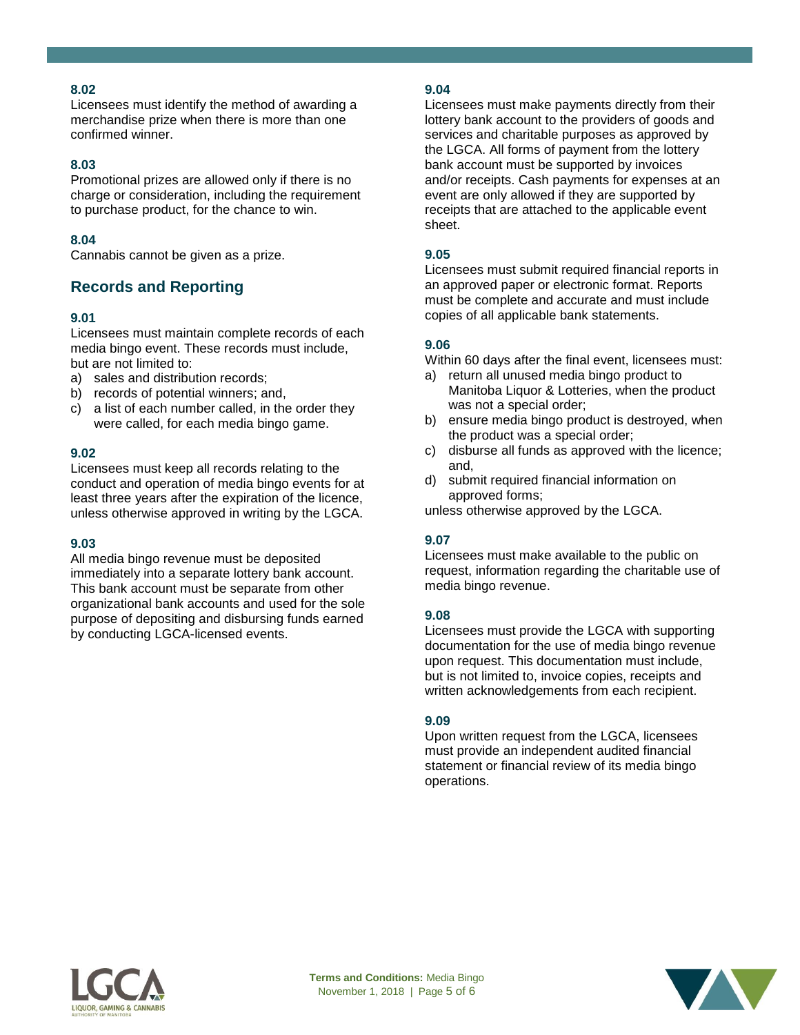**8.02**
Licensees must identify the method of awarding a merchandise prize when there is more than one confirmed winner.

**8.03**
Promotional prizes are allowed only if there is no charge or consideration, including the requirement to purchase product, for the chance to win.

**8.04**
Cannabis cannot be given as a prize.

## Records and Reporting

**9.01**
Licensees must maintain complete records of each media bingo event. These records must include, but are not limited to:

a) sales and distribution records;
b) records of potential winners; and,
c) a list of each number called, in the order they were called, for each media bingo game.

**9.02**
Licensees must keep all records relating to the conduct and operation of media bingo events for at least three years after the expiration of the licence, unless otherwise approved in writing by the LGCA.

**9.03**
All media bingo revenue must be deposited immediately into a separate lottery bank account. This bank account must be separate from other organizational bank accounts and used for the sole purpose of depositing and disbursing funds earned by conducting LGCA-licensed events.

**9.04**
Licensees must make payments directly from their lottery bank account to the providers of goods and services and charitable purposes as approved by the LGCA. All forms of payment from the lottery bank account must be supported by invoices and/or receipts. Cash payments for expenses at an event are only allowed if they are supported by receipts that are attached to the applicable event sheet.

**9.05**
Licensees must submit required financial reports in an approved paper or electronic format. Reports must be complete and accurate and must include copies of all applicable bank statements.

**9.06**
Within 60 days after the final event, licensees must:

a) return all unused media bingo product to Manitoba Liquor & Lotteries, when the product was not a special order;
b) ensure media bingo product is destroyed, when the product was a special order;
c) disburse all funds as approved with the licence; and,
d) submit required financial information on approved forms;

unless otherwise approved by the LGCA.

**9.07**
Licensees must make available to the public on request, information regarding the charitable use of media bingo revenue.

**9.08**
Licensees must provide the LGCA with supporting documentation for the use of media bingo revenue upon request. This documentation must include, but is not limited to, invoice copies, receipts and written acknowledgements from each recipient.

**9.09**
Upon written request from the LGCA, licensees must provide an independent audited financial statement or financial review of its media bingo operations.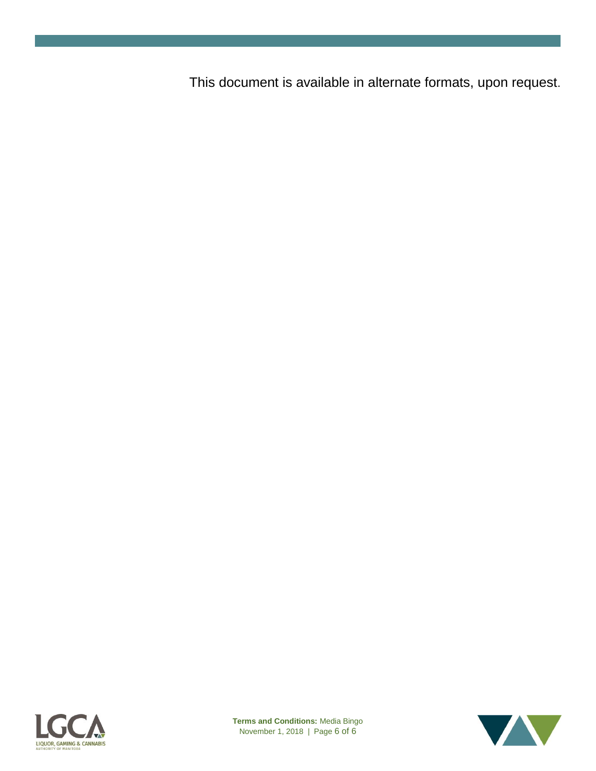This document is available in alternate formats, upon request.